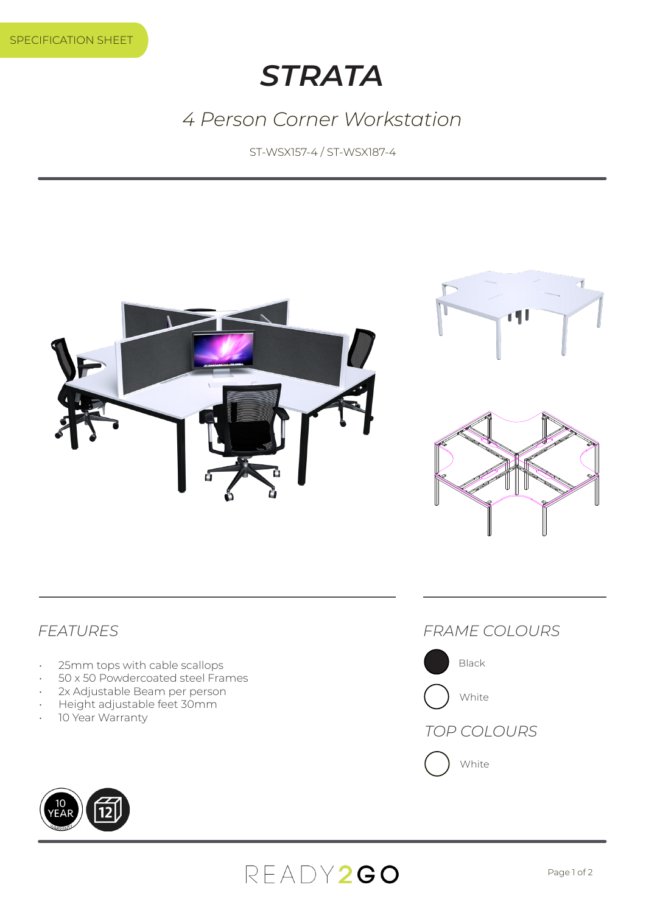SPECIFICATION SHEET

# STRATA

## 4 Person Corner Workstation

ST-WSX157-4 / ST-WSX187-4

### FEATURES

- 25mm tops with cable scallops
- 50 x 50 Powdercoated steel Frames
- 2x Adjustable Beam per person
- Height adjustable feet 30mm
- 10 Year Warranty

### FRAME COLOURS

Black

White

### TOP COLOURS

White

10 YEAR WARRANTY

12

READY2GO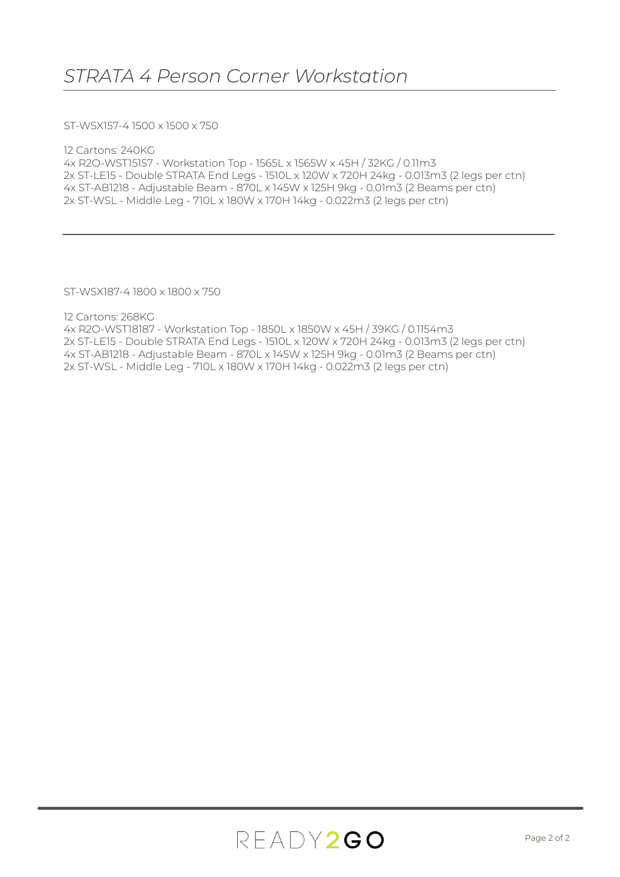# *STRATA 4 Person Corner Workstation*

ST-WSX157-4 1500 x 1500 x 750

12 Cartons: 240KG
4x R2O-WST15157 - Workstation Top - 1565L x 1565W x 45H / 32KG / 0.11m3
2x ST-LE15 - Double STRATA End Legs - 1510L x 120W x 720H 24kg - 0.013m3 (2 legs per ctn)
4x ST-AB1218 - Adjustable Beam - 870L x 145W x 125H 9kg - 0.01m3 (2 Beams per ctn)
2x ST-WSL - Middle Leg - 710L x 180W x 170H 14kg - 0.022m3 (2 legs per ctn)

---

ST-WSX187-4 1800 x 1800 x 750

12 Cartons: 268KG
4x R2O-WST18187 - Workstation Top - 1850L x 1850W x 45H / 39KG / 0.1154m3
2x ST-LE15 - Double STRATA End Legs - 1510L x 120W x 720H 24kg - 0.013m3 (2 legs per ctn)
4x ST-AB1218 - Adjustable Beam - 870L x 145W x 125H 9kg - 0.01m3 (2 Beams per ctn)
2x ST-WSL - Middle Leg - 710L x 180W x 170H 14kg - 0.022m3 (2 legs per ctn)